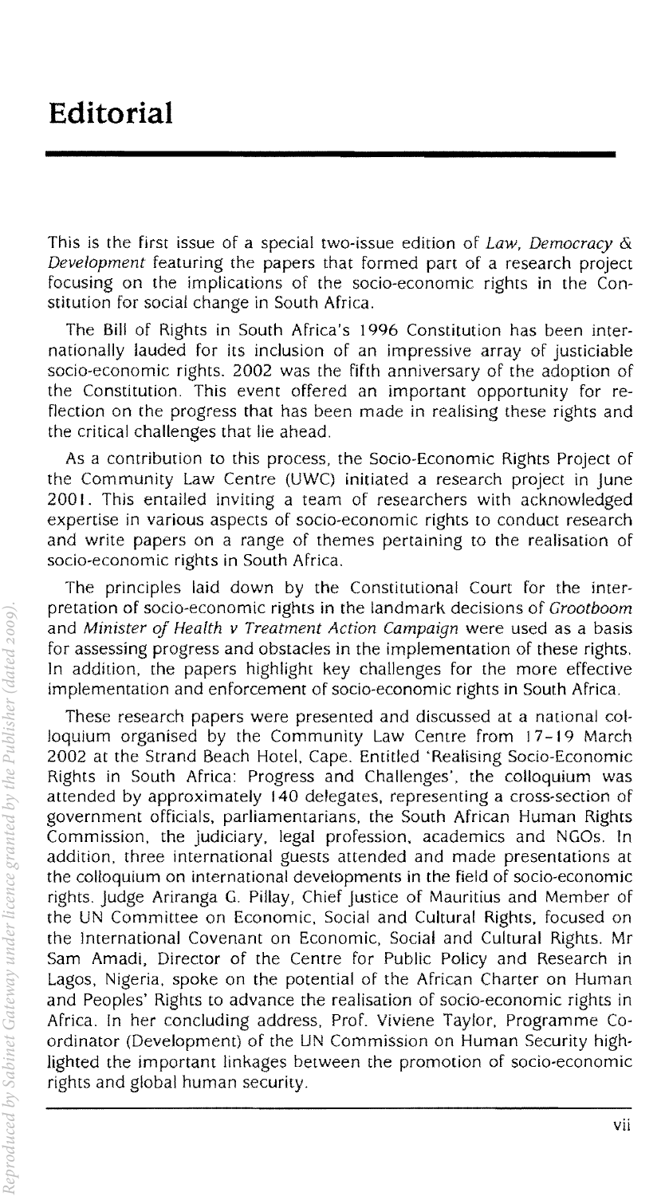# Editorial

This is the first issue of a special two-issue edition of *Law, Democracy & Development* featuring the papers that formed part of a research project focusing on the implications of the socio-economic rights in the Constitution for social change in South Africa.

The Bill of Rights in South Africa's 1996 Constitution has been internationally lauded for its inclusion of an impressive array of justiciable socio-economic rights. 2002 was the fifth anniversary of the adoption of the Constitution. This event offered an important opportunity for reflection on the progress that has been made in realising these rights and the critical challenges that lie ahead.

As a contribution to this process, the Socio-Economic Rights Project of the Community Law Centre (UWC) initiated a research project in June 2001. This entailed inviting a team of researchers with acknowledged expertise in various aspects of socio-economic rights to conduct research and write papers on a range of themes pertaining to the realisation of socio-economic rights in South Africa.

The principles laid down by the Constitutional Court for the interpretation of socio-economic rights in the landmark decisions of *Grootboom* and *Minister of Health v Treatment Action Campaign* were used as a basis for assessing progress and obstacles in the implementation of these rights. In addition, the papers highlight key challenges for the more effective implementation and enforcement of socio-economic rights in South Africa.

These research papers were presented and discussed at a national colloquium organised by the Community Law Centre from 17–19 March 2002 at the Strand Beach Hotel, Cape. Entitled 'Realising Socio-Economic Rights in South Africa: Progress and Challenges', the colloquium was attended by approximately 140 delegates, representing a cross-section of government officials, parliamentarians, the South African Human Rights Commission, the judiciary, legal profession, academics and NGOs. In addition, three international guests attended and made presentations at the colloquium on international developments in the field of socio-economic rights. Judge Ariranga G. Pillay, Chief Justice of Mauritius and Member of the UN Committee on Economic, Social and Cultural Rights, focused on the International Covenant on Economic, Social and Cultural Rights. Mr Sam Amadi, Director of the Centre for Public Policy and Research in Lagos, Nigeria, spoke on the potential of the African Charter on Human and Peoples' Rights to advance the realisation of socio-economic rights in Africa. In her concluding address, Prof. Viviene Taylor, Programme Co-ordinator (Development) of the UN Commission on Human Security highlighted the important linkages between the promotion of socio-economic rights and global human security.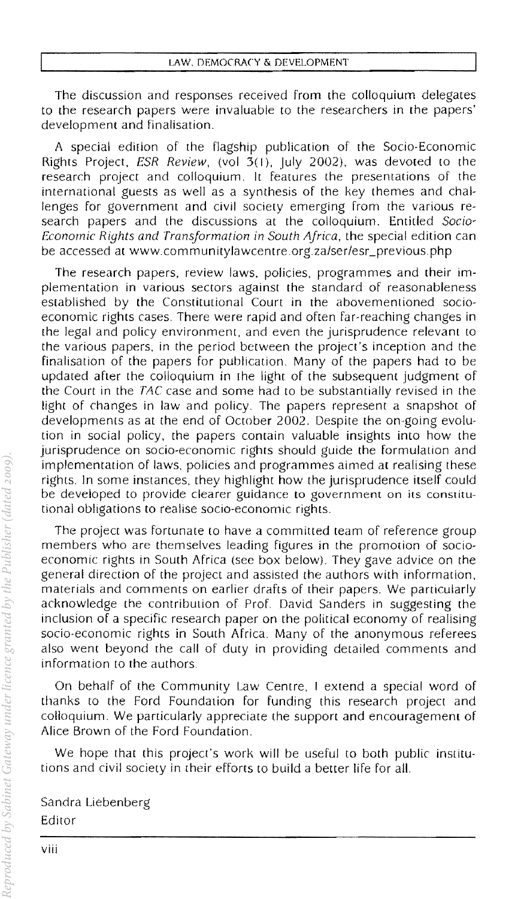The discussion and responses received from the colloquium delegates to the research papers were invaluable to the researchers in the papers' development and finalisation.

A special edition of the flagship publication of the Socio-Economic Rights Project, *ESR Review*, (vol 3(1), July 2002), was devoted to the research project and colloquium. It features the presentations of the international guests as well as a synthesis of the key themes and challenges for government and civil society emerging from the various research papers and the discussions at the colloquium. Entitled *Socio-Economic Rights and Transformation in South Africa*, the special edition can be accessed at www.communitylawcentre.org.za/ser/esr_previous.php

The research papers, review laws, policies, programmes and their implementation in various sectors against the standard of reasonableness established by the Constitutional Court in the abovementioned socio-economic rights cases. There were rapid and often far-reaching changes in the legal and policy environment, and even the jurisprudence relevant to the various papers, in the period between the project's inception and the finalisation of the papers for publication. Many of the papers had to be updated after the colloquium in the light of the subsequent judgment of the Court in the *TAC* case and some had to be substantially revised in the light of changes in law and policy. The papers represent a snapshot of developments as at the end of October 2002. Despite the on-going evolution in social policy, the papers contain valuable insights into how the jurisprudence on socio-economic rights should guide the formulation and implementation of laws, policies and programmes aimed at realising these rights. In some instances, they highlight how the jurisprudence itself could be developed to provide clearer guidance to government on its constitutional obligations to realise socio-economic rights.

The project was fortunate to have a committed team of reference group members who are themselves leading figures in the promotion of socio-economic rights in South Africa (see box below). They gave advice on the general direction of the project and assisted the authors with information, materials and comments on earlier drafts of their papers. We particularly acknowledge the contribution of Prof. David Sanders in suggesting the inclusion of a specific research paper on the political economy of realising socio-economic rights in South Africa. Many of the anonymous referees also went beyond the call of duty in providing detailed comments and information to the authors.

On behalf of the Community Law Centre, I extend a special word of thanks to the Ford Foundation for funding this research project and colloquium. We particularly appreciate the support and encouragement of Alice Brown of the Ford Foundation.

We hope that this project's work will be useful to both public institutions and civil society in their efforts to build a better life for all.

Sandra Liebenberg
Editor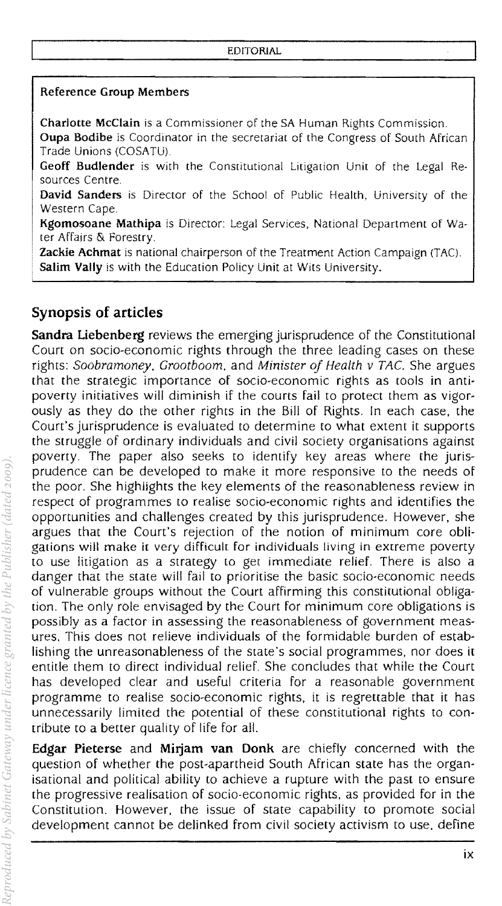**Reference Group Members**

**Charlotte McClain** is a Commissioner of the SA Human Rights Commission.
**Oupa Bodibe** is Coordinator in the secretariat of the Congress of South African Trade Unions (COSATU).
**Geoff Budlender** is with the Constitutional Litigation Unit of the Legal Resources Centre.
**David Sanders** is Director of the School of Public Health, University of the Western Cape.
**Kgomosoane Mathipa** is Director: Legal Services, National Department of Water Affairs & Forestry.
**Zackie Achmat** is national chairperson of the Treatment Action Campaign (TAC).
**Salim Vally** is with the Education Policy Unit at Wits University.

## Synopsis of articles

**Sandra Liebenberg** reviews the emerging jurisprudence of the Constitutional Court on socio-economic rights through the three leading cases on these rights: *Soobramoney*, *Grootboom*, and *Minister of Health v TAC*. She argues that the strategic importance of socio-economic rights as tools in anti-poverty initiatives will diminish if the courts fail to protect them as vigorously as they do the other rights in the Bill of Rights. In each case, the Court's jurisprudence is evaluated to determine to what extent it supports the struggle of ordinary individuals and civil society organisations against poverty. The paper also seeks to identify key areas where the jurisprudence can be developed to make it more responsive to the needs of the poor. She highlights the key elements of the reasonableness review in respect of programmes to realise socio-economic rights and identifies the opportunities and challenges created by this jurisprudence. However, she argues that the Court's rejection of the notion of minimum core obligations will make it very difficult for individuals living in extreme poverty to use litigation as a strategy to get immediate relief. There is also a danger that the state will fail to prioritise the basic socio-economic needs of vulnerable groups without the Court affirming this constitutional obligation. The only role envisaged by the Court for minimum core obligations is possibly as a factor in assessing the reasonableness of government measures. This does not relieve individuals of the formidable burden of establishing the unreasonableness of the state's social programmes, nor does it entitle them to direct individual relief. She concludes that while the Court has developed clear and useful criteria for a reasonable government programme to realise socio-economic rights, it is regrettable that it has unnecessarily limited the potential of these constitutional rights to contribute to a better quality of life for all.

**Edgar Pieterse** and **Mirjam van Donk** are chiefly concerned with the question of whether the post-apartheid South African state has the organisational and political ability to achieve a rupture with the past to ensure the progressive realisation of socio-economic rights, as provided for in the Constitution. However, the issue of state capability to promote social development cannot be delinked from civil society activism to use, define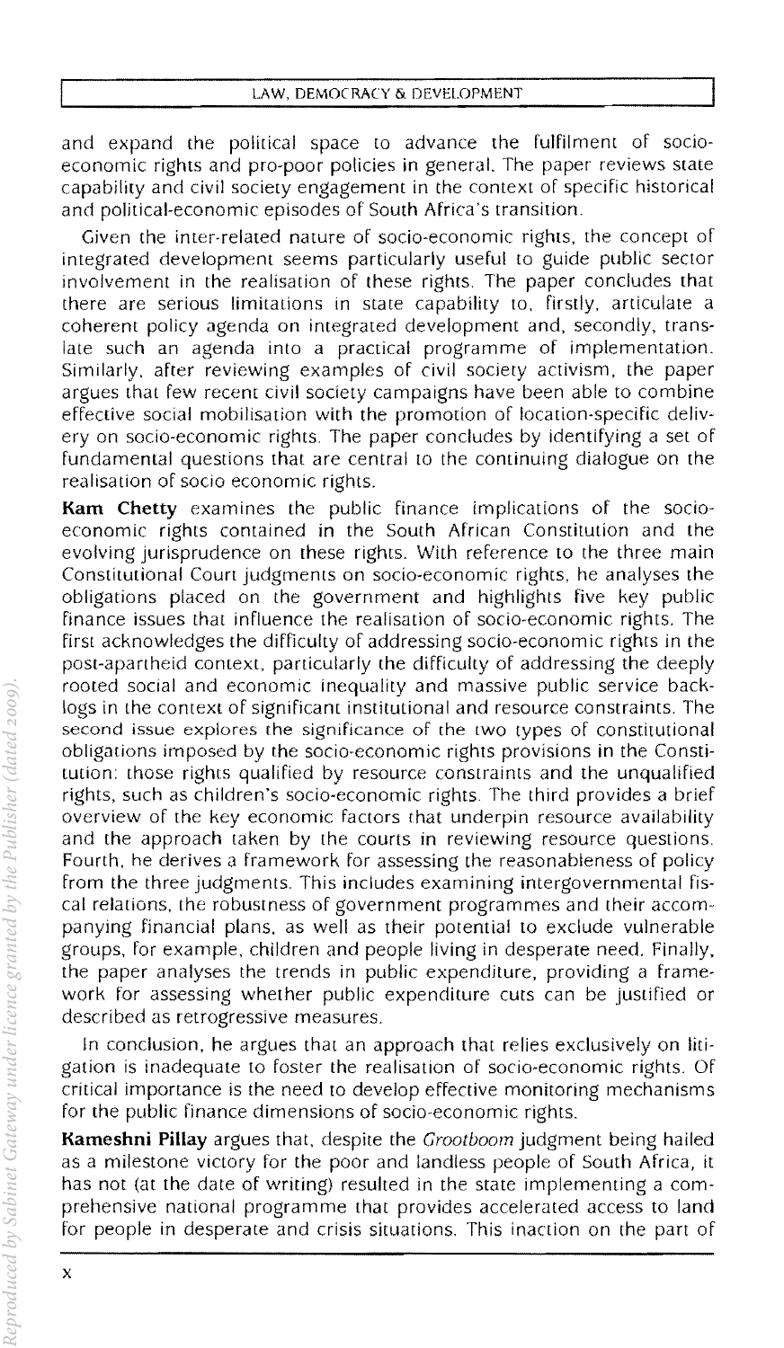and expand the political space to advance the fulfilment of socio-economic rights and pro-poor policies in general. The paper reviews state capability and civil society engagement in the context of specific historical and political-economic episodes of South Africa's transition.

Given the inter-related nature of socio-economic rights, the concept of integrated development seems particularly useful to guide public sector involvement in the realisation of these rights. The paper concludes that there are serious limitations in state capability to, firstly, articulate a coherent policy agenda on integrated development and, secondly, translate such an agenda into a practical programme of implementation. Similarly, after reviewing examples of civil society activism, the paper argues that few recent civil society campaigns have been able to combine effective social mobilisation with the promotion of location-specific delivery on socio-economic rights. The paper concludes by identifying a set of fundamental questions that are central to the continuing dialogue on the realisation of socio economic rights.

**Kam Chetty** examines the public finance implications of the socio-economic rights contained in the South African Constitution and the evolving jurisprudence on these rights. With reference to the three main Constitutional Court judgments on socio-economic rights, he analyses the obligations placed on the government and highlights five key public finance issues that influence the realisation of socio-economic rights. The first acknowledges the difficulty of addressing socio-economic rights in the post-apartheid context, particularly the difficulty of addressing the deeply rooted social and economic inequality and massive public service backlogs in the context of significant institutional and resource constraints. The second issue explores the significance of the two types of constitutional obligations imposed by the socio-economic rights provisions in the Constitution: those rights qualified by resource constraints and the unqualified rights, such as children's socio-economic rights. The third provides a brief overview of the key economic factors that underpin resource availability and the approach taken by the courts in reviewing resource questions. Fourth, he derives a framework for assessing the reasonableness of policy from the three judgments. This includes examining intergovernmental fiscal relations, the robustness of government programmes and their accompanying financial plans, as well as their potential to exclude vulnerable groups, for example, children and people living in desperate need. Finally, the paper analyses the trends in public expenditure, providing a framework for assessing whether public expenditure cuts can be justified or described as retrogressive measures.

In conclusion, he argues that an approach that relies exclusively on litigation is inadequate to foster the realisation of socio-economic rights. Of critical importance is the need to develop effective monitoring mechanisms for the public finance dimensions of socio-economic rights.

**Kameshni Pillay** argues that, despite the *Grootboom* judgment being hailed as a milestone victory for the poor and landless people of South Africa, it has not (at the date of writing) resulted in the state implementing a comprehensive national programme that provides accelerated access to land for people in desperate and crisis situations. This inaction on the part of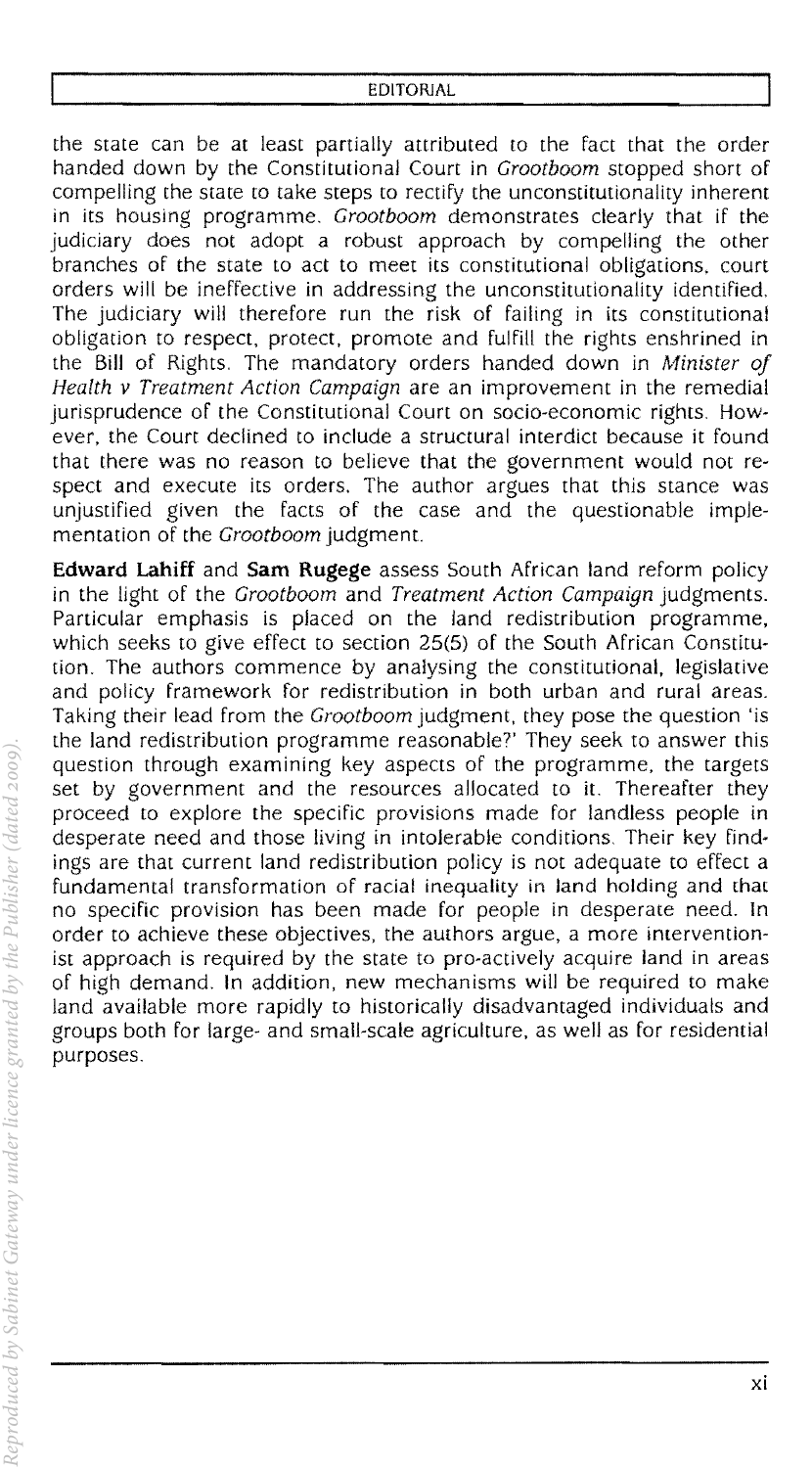the state can be at least partially attributed to the fact that the order handed down by the Constitutional Court in *Grootboom* stopped short of compelling the state to take steps to rectify the unconstitutionality inherent in its housing programme. *Grootboom* demonstrates clearly that if the judiciary does not adopt a robust approach by compelling the other branches of the state to act to meet its constitutional obligations, court orders will be ineffective in addressing the unconstitutionality identified. The judiciary will therefore run the risk of failing in its constitutional obligation to respect, protect, promote and fulfill the rights enshrined in the Bill of Rights. The mandatory orders handed down in *Minister of Health v Treatment Action Campaign* are an improvement in the remedial jurisprudence of the Constitutional Court on socio-economic rights. However, the Court declined to include a structural interdict because it found that there was no reason to believe that the government would not respect and execute its orders. The author argues that this stance was unjustified given the facts of the case and the questionable implementation of the *Grootboom* judgment.

**Edward Lahiff** and **Sam Rugege** assess South African land reform policy in the light of the *Grootboom* and *Treatment Action Campaign* judgments. Particular emphasis is placed on the land redistribution programme, which seeks to give effect to section 25(5) of the South African Constitution. The authors commence by analysing the constitutional, legislative and policy framework for redistribution in both urban and rural areas. Taking their lead from the *Grootboom* judgment, they pose the question 'is the land redistribution programme reasonable?' They seek to answer this question through examining key aspects of the programme, the targets set by government and the resources allocated to it. Thereafter they proceed to explore the specific provisions made for landless people in desperate need and those living in intolerable conditions. Their key findings are that current land redistribution policy is not adequate to effect a fundamental transformation of racial inequality in land holding and that no specific provision has been made for people in desperate need. In order to achieve these objectives, the authors argue, a more interventionist approach is required by the state to pro-actively acquire land in areas of high demand. In addition, new mechanisms will be required to make land available more rapidly to historically disadvantaged individuals and groups both for large- and small-scale agriculture, as well as for residential purposes.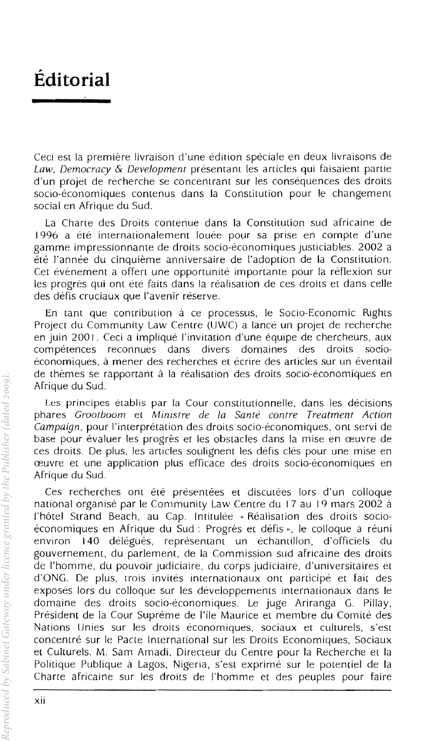# Éditorial

Ceci est la première livraison d'une édition spéciale en deux livraisons de *Law, Democracy & Development* présentant les articles qui faisaient partie d'un projet de recherche se concentrant sur les conséquences des droits socio-économiques contenus dans la Constitution pour le changement social en Afrique du Sud.

La Charte des Droits contenue dans la Constitution sud africaine de 1996 a été internationalement louée pour sa prise en compte d'une gamme impressionnante de droits socio-économiques justiciables. 2002 a été l'année du cinquième anniversaire de l'adoption de la Constitution. Cet évènement a offert une opportunité importante pour la réflexion sur les progrès qui ont été faits dans la réalisation de ces droits et dans celle des défis cruciaux que l'avenir réserve.

En tant que contribution à ce processus, le Socio-Economic Rights Project du Community Law Centre (UWC) a lancé un projet de recherche en juin 2001. Ceci a impliqué l'invitation d'une équipe de chercheurs, aux compétences reconnues dans divers domaines des droits socio-économiques, à mener des recherches et écrire des articles sur un éventail de thèmes se rapportant à la réalisation des droits socio-économiques en Afrique du Sud.

Les principes établis par la Cour constitutionnelle, dans les décisions phares *Grootboom* et *Ministre de la Santé contre Treatment Action Campaign*, pour l'interprétation des droits socio-économiques, ont servi de base pour évaluer les progrès et les obstacles dans la mise en œuvre de ces droits. De plus, les articles soulignent les défis clés pour une mise en œuvre et une application plus efficace des droits socio-économiques en Afrique du Sud.

Ces recherches ont été présentées et discutées lors d'un colloque national organisé par le Community Law Centre du 17 au 19 mars 2002 à l'hôtel Strand Beach, au Cap. Intitulée « Réalisation des droits socio-économiques en Afrique du Sud : Progrès et défis », le colloque a réuni environ 140 délégués, représentant un échantillon, d'officiels du gouvernement, du parlement, de la Commission sud africaine des droits de l'homme, du pouvoir judiciaire, du corps judiciaire, d'universitaires et d'ONG. De plus, trois invités internationaux ont participé et fait des exposés lors du colloque sur les développements internationaux dans le domaine des droits socio-économiques. Le juge Ariranga G. Pillay, Président de la Cour Suprême de l'île Maurice et membre du Comité des Nations Unies sur les droits économiques, sociaux et culturels, s'est concentré sur le Pacte International sur les Droits Economiques, Sociaux et Culturels. M. Sam Amadi, Directeur du Centre pour la Recherche et la Politique Publique à Lagos, Nigeria, s'est exprimé sur le potentiel de la Charte africaine sur les droits de l'homme et des peuples pour faire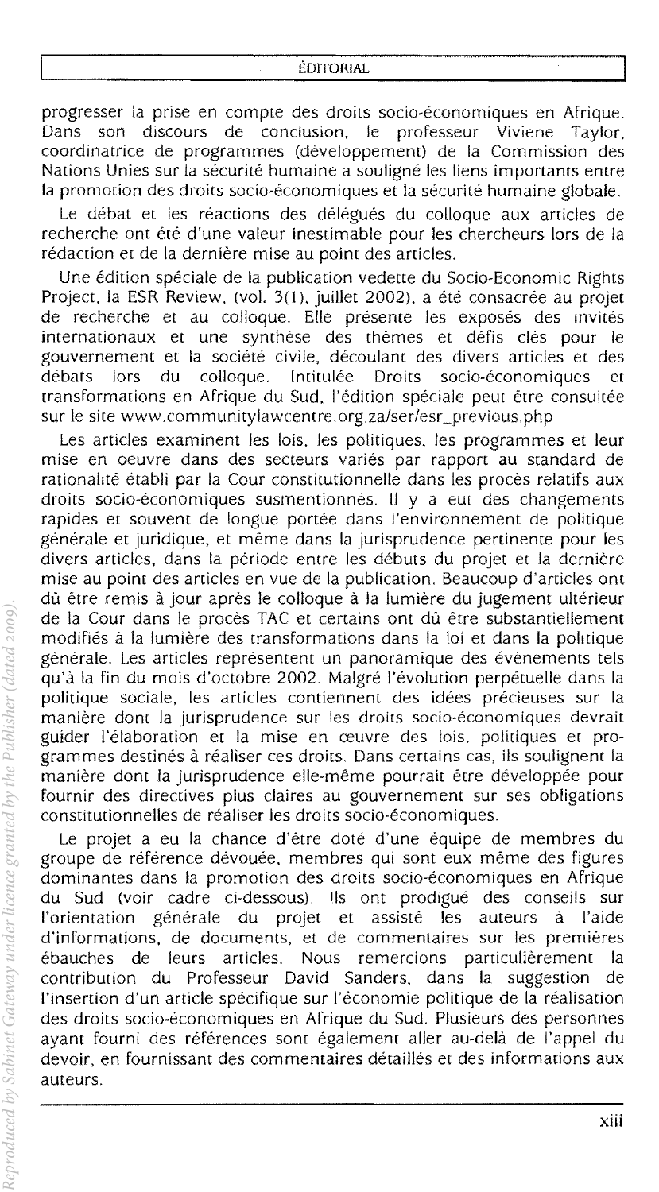progresser la prise en compte des droits socio-économiques en Afrique. Dans son discours de conclusion, le professeur Viviene Taylor, coordinatrice de programmes (développement) de la Commission des Nations Unies sur la sécurité humaine a souligné les liens importants entre la promotion des droits socio-économiques et la sécurité humaine globale.

Le débat et les réactions des délégués du colloque aux articles de recherche ont été d'une valeur inestimable pour les chercheurs lors de la rédaction et de la dernière mise au point des articles.

Une édition spéciale de la publication vedette du Socio-Economic Rights Project, la ESR Review, (vol. 3(1), juillet 2002), a été consacrée au projet de recherche et au colloque. Elle présente les exposés des invités internationaux et une synthèse des thèmes et défis clés pour le gouvernement et la société civile, découlant des divers articles et des débats lors du colloque. Intitulée Droits socio-économiques et transformations en Afrique du Sud, l'édition spéciale peut être consultée sur le site www.communitylawcentre.org.za/ser/esr_previous.php

Les articles examinent les lois, les politiques, les programmes et leur mise en oeuvre dans des secteurs variés par rapport au standard de rationalité établi par la Cour constitutionnelle dans les procès relatifs aux droits socio-économiques susmentionnés. Il y a eut des changements rapides et souvent de longue portée dans l'environnement de politique générale et juridique, et même dans la jurisprudence pertinente pour les divers articles, dans la période entre les débuts du projet et la dernière mise au point des articles en vue de la publication. Beaucoup d'articles ont dû être remis à jour après le colloque à la lumière du jugement ultérieur de la Cour dans le procès TAC et certains ont dû être substantiellement modifiés à la lumière des transformations dans la loi et dans la politique générale. Les articles représentent un panoramique des évènements tels qu'à la fin du mois d'octobre 2002. Malgré l'évolution perpétuelle dans la politique sociale, les articles contiennent des idées précieuses sur la manière dont la jurisprudence sur les droits socio-économiques devrait guider l'élaboration et la mise en œuvre des lois, politiques et programmes destinés à réaliser ces droits. Dans certains cas, ils soulignent la manière dont la jurisprudence elle-même pourrait être développée pour fournir des directives plus claires au gouvernement sur ses obligations constitutionnelles de réaliser les droits socio-économiques.

Le projet a eu la chance d'être doté d'une équipe de membres du groupe de référence dévouée, membres qui sont eux même des figures dominantes dans la promotion des droits socio-économiques en Afrique du Sud (voir cadre ci-dessous). Ils ont prodigué des conseils sur l'orientation générale du projet et assisté les auteurs à l'aide d'informations, de documents, et de commentaires sur les premières ébauches de leurs articles. Nous remercions particulièrement la contribution du Professeur David Sanders, dans la suggestion de l'insertion d'un article spécifique sur l'économie politique de la réalisation des droits socio-économiques en Afrique du Sud. Plusieurs des personnes ayant fourni des références sont également aller au-delà de l'appel du devoir, en fournissant des commentaires détaillés et des informations aux auteurs.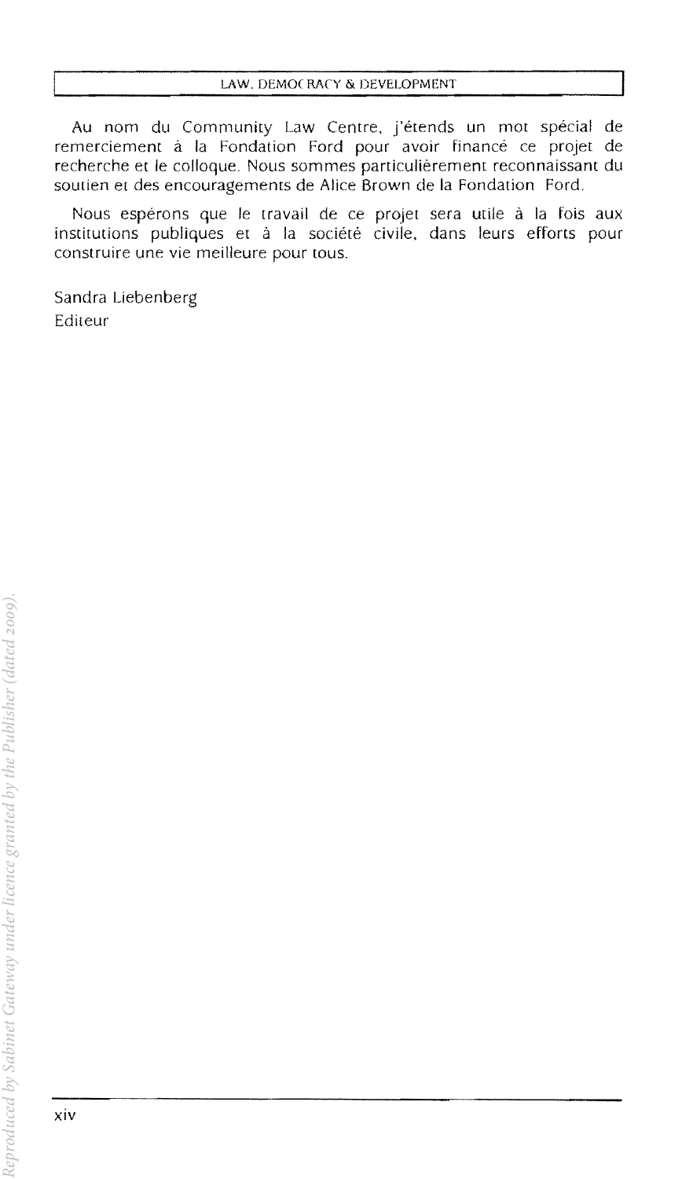Au nom du Community Law Centre, j'étends un mot spécial de remerciement à la Fondation Ford pour avoir financé ce projet de recherche et le colloque. Nous sommes particulièrement reconnaissant du soutien et des encouragements de Alice Brown de la Fondation Ford.

Nous espérons que le travail de ce projet sera utile à la fois aux institutions publiques et à la société civile, dans leurs efforts pour construire une vie meilleure pour tous.

Sandra Liebenberg
Editeur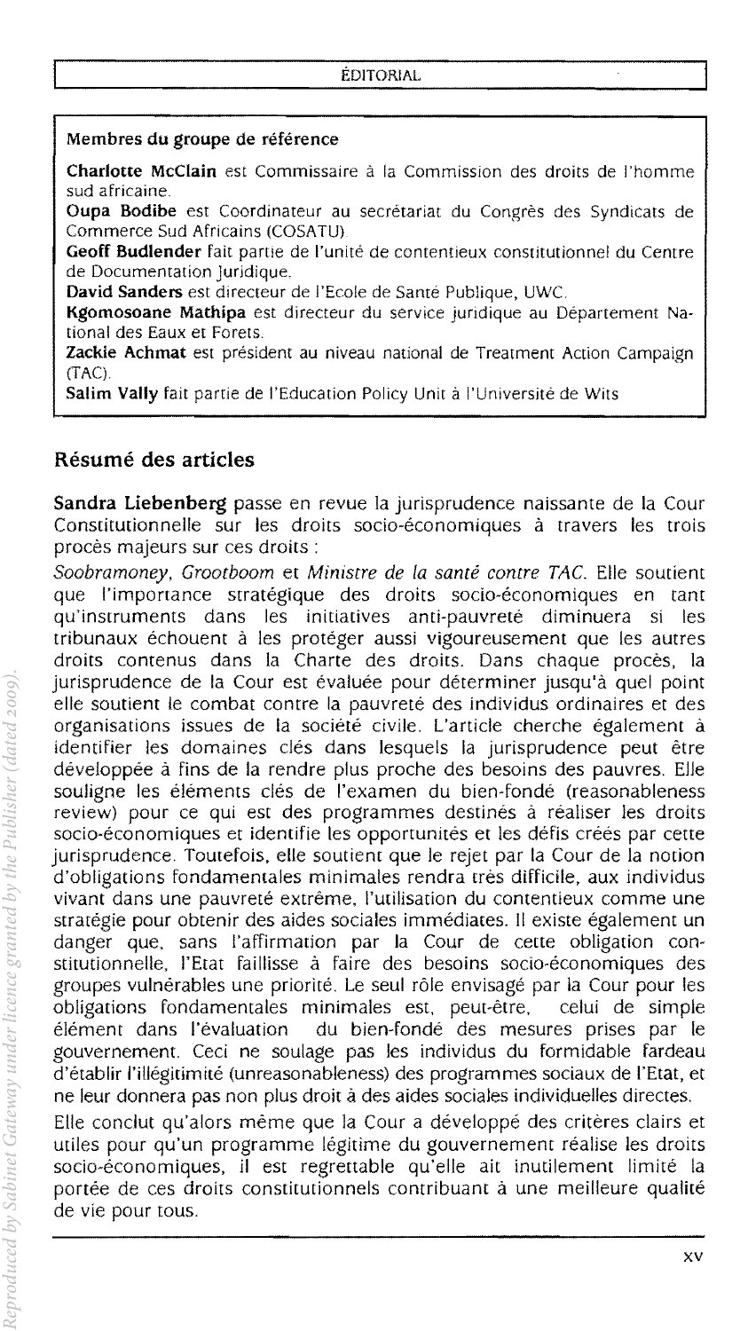**Membres du groupe de référence**

**Charlotte McClain** est Commissaire à la Commission des droits de l'homme sud africaine.

**Oupa Bodibe** est Coordinateur au secrétariat du Congrès des Syndicats de Commerce Sud Africains (COSATU).

**Geoff Budlender** fait partie de l'unité de contentieux constitutionnel du Centre de Documentation Juridique.

**David Sanders** est directeur de l'Ecole de Santé Publique, UWC.

**Kgomosoane Mathipa** est directeur du service juridique au Département National des Eaux et Forets.

**Zackie Achmat** est président au niveau national de Treatment Action Campaign (TAC).

**Salim Vally** fait partie de l'Education Policy Unit à l'Université de Wits

## Résumé des articles

**Sandra Liebenberg** passe en revue la jurisprudence naissante de la Cour Constitutionnelle sur les droits socio-économiques à travers les trois procès majeurs sur ces droits :

*Soobramoney, Grootboom* et *Ministre de la santé contre TAC*. Elle soutient que l'importance stratégique des droits socio-économiques en tant qu'instruments dans les initiatives anti-pauvreté diminuera si les tribunaux échouent à les protéger aussi vigoureusement que les autres droits contenus dans la Charte des droits. Dans chaque procès, la jurisprudence de la Cour est évaluée pour déterminer jusqu'à quel point elle soutient le combat contre la pauvreté des individus ordinaires et des organisations issues de la société civile. L'article cherche également à identifier les domaines clés dans lesquels la jurisprudence peut être développée à fins de la rendre plus proche des besoins des pauvres. Elle souligne les éléments clés de l'examen du bien-fondé (reasonableness review) pour ce qui est des programmes destinés à réaliser les droits socio-économiques et identifie les opportunités et les défis créés par cette jurisprudence. Toutefois, elle soutient que le rejet par la Cour de la notion d'obligations fondamentales minimales rendra très difficile, aux individus vivant dans une pauvreté extrême, l'utilisation du contentieux comme une stratégie pour obtenir des aides sociales immédiates. Il existe également un danger que, sans l'affirmation par la Cour de cette obligation constitutionnelle, l'Etat faillisse à faire des besoins socio-économiques des groupes vulnérables une priorité. Le seul rôle envisagé par la Cour pour les obligations fondamentales minimales est, peut-être, celui de simple élément dans l'évaluation du bien-fondé des mesures prises par le gouvernement. Ceci ne soulage pas les individus du formidable fardeau d'établir l'illégitimité (unreasonableness) des programmes sociaux de l'Etat, et ne leur donnera pas non plus droit à des aides sociales individuelles directes.

Elle conclut qu'alors même que la Cour a développé des critères clairs et utiles pour qu'un programme légitime du gouvernement réalise les droits socio-économiques, il est regrettable qu'elle ait inutilement limité la portée de ces droits constitutionnels contribuant à une meilleure qualité de vie pour tous.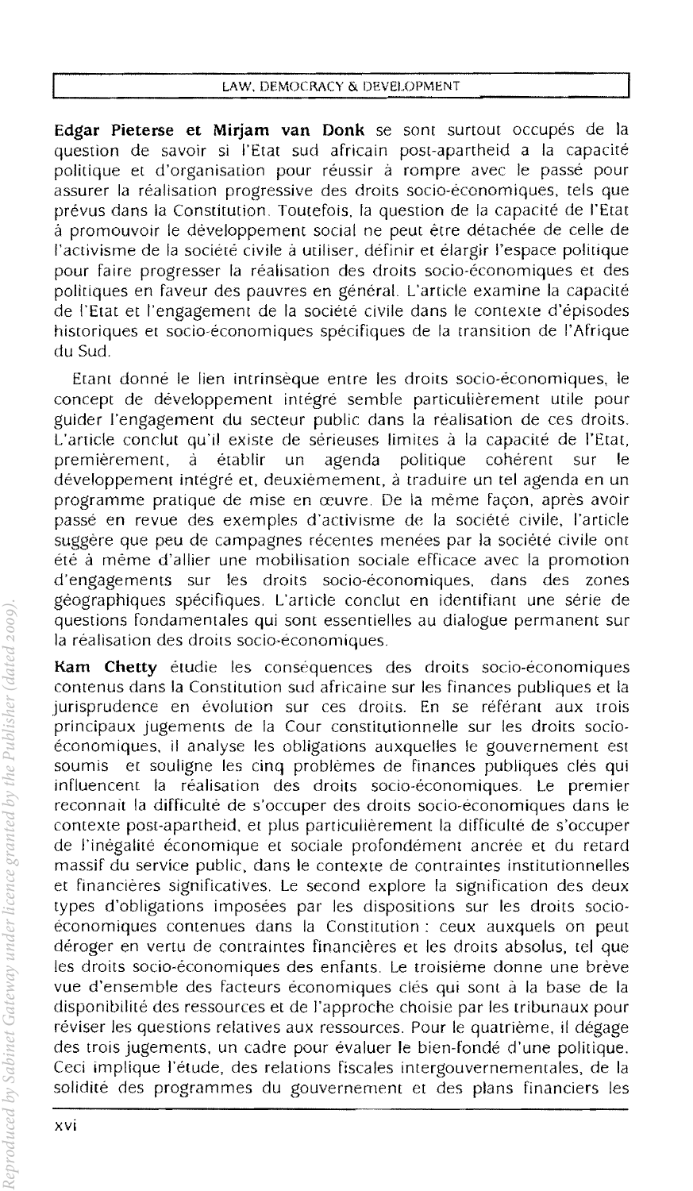**Edgar Pieterse et Mirjam van Donk** se sont surtout occupés de la question de savoir si l'Etat sud africain post-apartheid a la capacité politique et d'organisation pour réussir à rompre avec le passé pour assurer la réalisation progressive des droits socio-économiques, tels que prévus dans la Constitution. Toutefois, la question de la capacité de l'Etat à promouvoir le développement social ne peut être détachée de celle de l'activisme de la société civile à utiliser, définir et élargir l'espace politique pour faire progresser la réalisation des droits socio-économiques et des politiques en faveur des pauvres en général. L'article examine la capacité de l'Etat et l'engagement de la société civile dans le contexte d'épisodes historiques et socio-économiques spécifiques de la transition de l'Afrique du Sud.

Etant donné le lien intrinsèque entre les droits socio-économiques, le concept de développement intégré semble particulièrement utile pour guider l'engagement du secteur public dans la réalisation de ces droits. L'article conclut qu'il existe de sérieuses limites à la capacité de l'Etat, premièrement, à établir un agenda politique cohérent sur le développement intégré et, deuxièmement, à traduire un tel agenda en un programme pratique de mise en œuvre. De la même façon, après avoir passé en revue des exemples d'activisme de la société civile, l'article suggère que peu de campagnes récentes menées par la société civile ont été à même d'allier une mobilisation sociale efficace avec la promotion d'engagements sur les droits socio-économiques, dans des zones géographiques spécifiques. L'article conclut en identifiant une série de questions fondamentales qui sont essentielles au dialogue permanent sur la réalisation des droits socio-économiques.

**Kam Chetty** étudie les conséquences des droits socio-économiques contenus dans la Constitution sud africaine sur les finances publiques et la jurisprudence en évolution sur ces droits. En se référant aux trois principaux jugements de la Cour constitutionnelle sur les droits socio-économiques, il analyse les obligations auxquelles le gouvernement est soumis et souligne les cinq problèmes de finances publiques clés qui influencent la réalisation des droits socio-économiques. Le premier reconnaît la difficulté de s'occuper des droits socio-économiques dans le contexte post-apartheid, et plus particulièrement la difficulté de s'occuper de l'inégalité économique et sociale profondément ancrée et du retard massif du service public, dans le contexte de contraintes institutionnelles et financières significatives. Le second explore la signification des deux types d'obligations imposées par les dispositions sur les droits socio-économiques contenues dans la Constitution : ceux auxquels on peut déroger en vertu de contraintes financières et les droits absolus, tel que les droits socio-économiques des enfants. Le troisième donne une brève vue d'ensemble des facteurs économiques clés qui sont à la base de la disponibilité des ressources et de l'approche choisie par les tribunaux pour réviser les questions relatives aux ressources. Pour le quatrième, il dégage des trois jugements, un cadre pour évaluer le bien-fondé d'une politique. Ceci implique l'étude, des relations fiscales intergouvernementales, de la solidité des programmes du gouvernement et des plans financiers les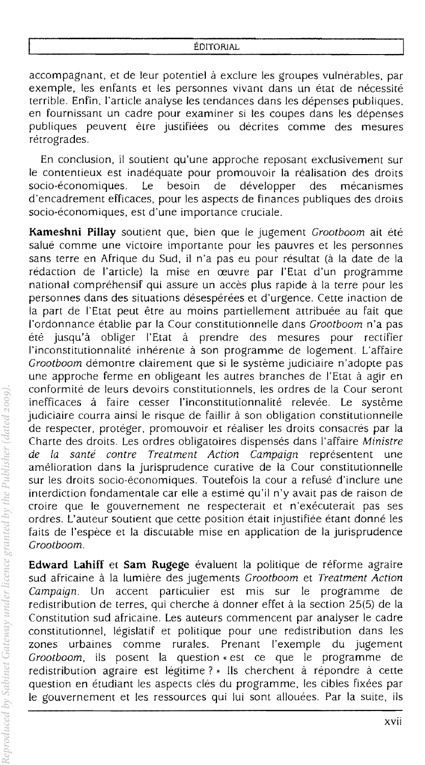accompagnant, et de leur potentiel à exclure les groupes vulnérables, par exemple, les enfants et les personnes vivant dans un état de nécessité terrible. Enfin, l'article analyse les tendances dans les dépenses publiques, en fournissant un cadre pour examiner si les coupes dans les dépenses publiques peuvent être justifiées ou décrites comme des mesures rétrogrades.

En conclusion, il soutient qu'une approche reposant exclusivement sur le contentieux est inadéquate pour promouvoir la réalisation des droits socio-économiques. Le besoin de développer des mécanismes d'encadrement efficaces, pour les aspects de finances publiques des droits socio-économiques, est d'une importance cruciale.

**Kameshni Pillay** soutient que, bien que le jugement *Grootboom* ait été salué comme une victoire importante pour les pauvres et les personnes sans terre en Afrique du Sud, il n'a pas eu pour résultat (à la date de la rédaction de l'article) la mise en œuvre par l'Etat d'un programme national compréhensif qui assure un accès plus rapide à la terre pour les personnes dans des situations désespérées et d'urgence. Cette inaction de la part de l'Etat peut être au moins partiellement attribuée au fait que l'ordonnance établie par la Cour constitutionnelle dans *Grootboom* n'a pas été jusqu'à obliger l'Etat à prendre des mesures pour rectifier l'inconstitutionnalité inhérente à son programme de logement. L'affaire *Grootboom* démontre clairement que si le système judiciaire n'adopte pas une approche ferme en obligeant les autres branches de l'Etat à agir en conformité de leurs devoirs constitutionnels, les ordres de la Cour seront inefficaces à faire cesser l'inconstitutionnalité relevée. Le système judiciaire courra ainsi le risque de faillir à son obligation constitutionnelle de respecter, protéger, promouvoir et réaliser les droits consacrés par la Charte des droits. Les ordres obligatoires dispensés dans l'affaire *Ministre de la santé contre Treatment Action Campaign* représentent une amélioration dans la jurisprudence curative de la Cour constitutionnelle sur les droits socio-économiques. Toutefois la cour a refusé d'inclure une interdiction fondamentale car elle a estimé qu'il n'y avait pas de raison de croire que le gouvernement ne respecterait et n'exécuterait pas ses ordres. L'auteur soutient que cette position était injustifiée étant donné les faits de l'espèce et la discutable mise en application de la jurisprudence *Grootboom*.

**Edward Lahiff** et **Sam Rugege** évaluent la politique de réforme agraire sud africaine à la lumière des jugements *Grootboom* et *Treatment Action Campaign*. Un accent particulier est mis sur le programme de redistribution de terres, qui cherche à donner effet à la section 25(5) de la Constitution sud africaine. Les auteurs commencent par analyser le cadre constitutionnel, législatif et politique pour une redistribution dans les zones urbaines comme rurales. Prenant l'exemple du jugement *Grootboom*, ils posent la question « est ce que le programme de redistribution agraire est légitime ? » Ils cherchent à répondre à cette question en étudiant les aspects clés du programme, les cibles fixées par le gouvernement et les ressources qui lui sont allouées. Par la suite, ils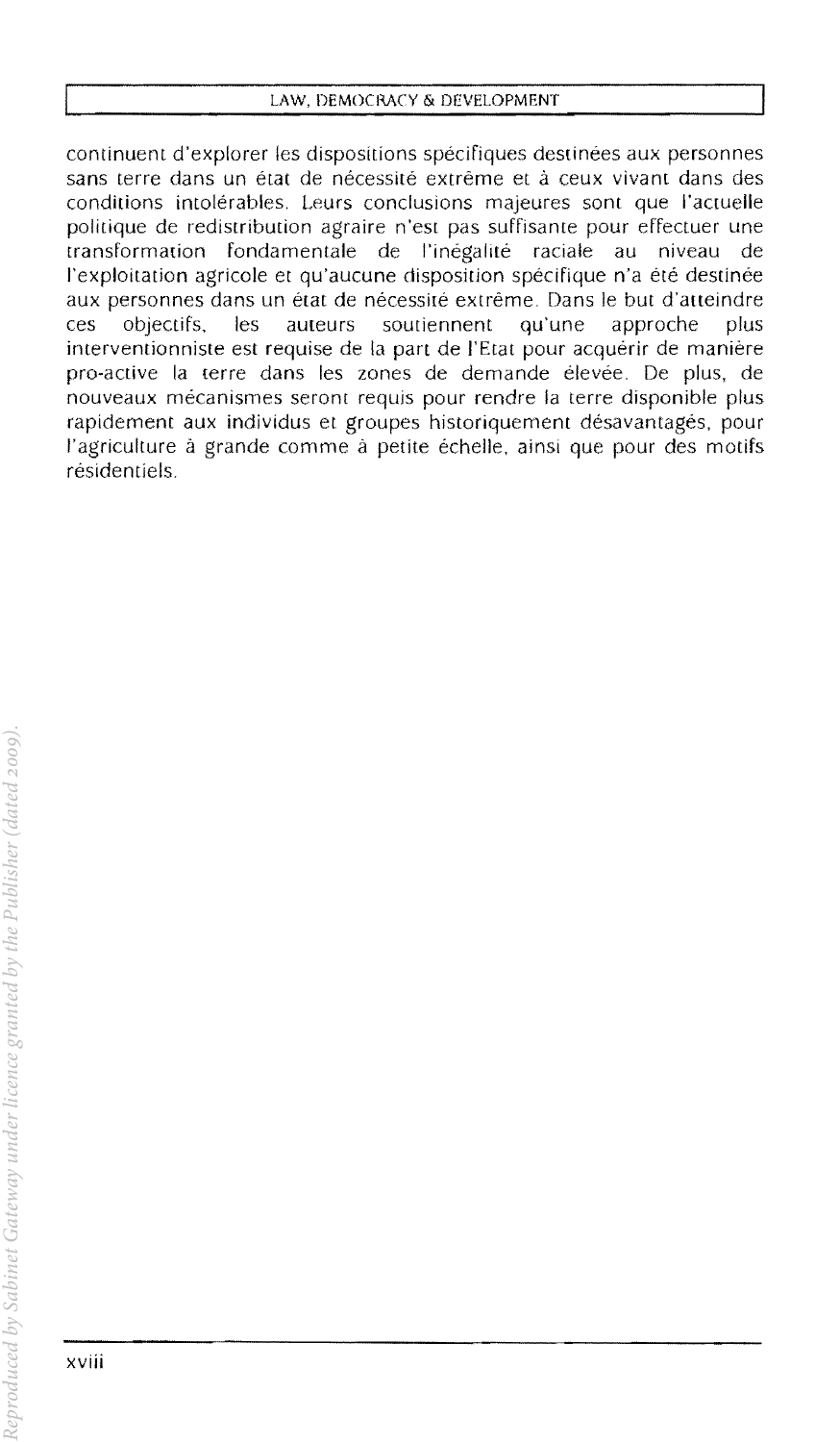continuent d'explorer les dispositions spécifiques destinées aux personnes sans terre dans un état de nécessité extrême et à ceux vivant dans des conditions intolérables. Leurs conclusions majeures sont que l'actuelle politique de redistribution agraire n'est pas suffisante pour effectuer une transformation fondamentale de l'inégalité raciale au niveau de l'exploitation agricole et qu'aucune disposition spécifique n'a été destinée aux personnes dans un état de nécessité extrême. Dans le but d'atteindre ces objectifs, les auteurs soutiennent qu'une approche plus interventionniste est requise de la part de l'Etat pour acquérir de manière pro-active la terre dans les zones de demande élevée. De plus, de nouveaux mécanismes seront requis pour rendre la terre disponible plus rapidement aux individus et groupes historiquement désavantagés, pour l'agriculture à grande comme à petite échelle, ainsi que pour des motifs résidentiels.